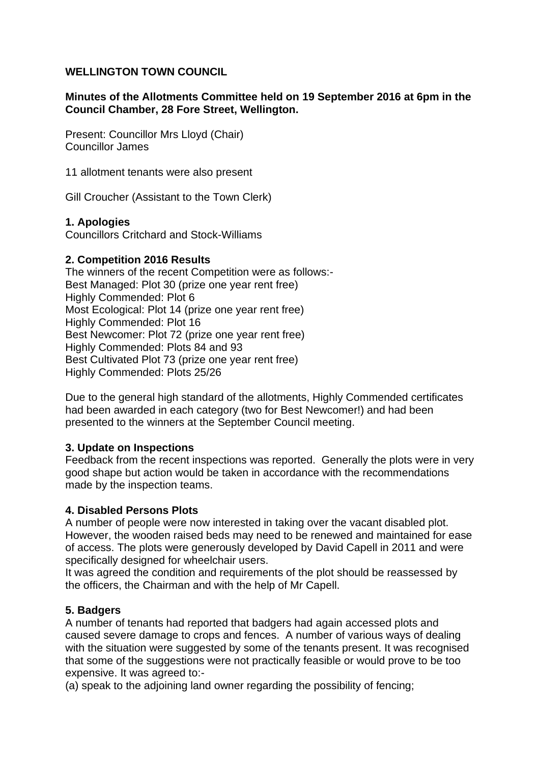**WELLINGTON TOWN COUNCIL**

**Minutes of the Allotments Committee held on 19 September 2016 at 6pm in the Council Chamber, 28 Fore Street, Wellington.**

Present: Councillor Mrs Lloyd (Chair)
Councillor James

11 allotment tenants were also present

Gill Croucher (Assistant to the Town Clerk)

**1. Apologies**
Councillors Critchard and Stock-Williams

**2. Competition 2016 Results**
The winners of the recent Competition were as follows:-
Best Managed: Plot 30 (prize one year rent free)
Highly Commended: Plot 6
Most Ecological: Plot 14 (prize one year rent free)
Highly Commended: Plot 16
Best Newcomer: Plot 72 (prize one year rent free)
Highly Commended: Plots 84 and 93
Best Cultivated Plot 73 (prize one year rent free)
Highly Commended: Plots 25/26

Due to the general high standard of the allotments, Highly Commended certificates had been awarded in each category (two for Best Newcomer!) and had been presented to the winners at the September Council meeting.

**3. Update on Inspections**
Feedback from the recent inspections was reported. Generally the plots were in very good shape but action would be taken in accordance with the recommendations made by the inspection teams.

**4. Disabled Persons Plots**
A number of people were now interested in taking over the vacant disabled plot. However, the wooden raised beds may need to be renewed and maintained for ease of access. The plots were generously developed by David Capell in 2011 and were specifically designed for wheelchair users.
It was agreed the condition and requirements of the plot should be reassessed by the officers, the Chairman and with the help of Mr Capell.

**5. Badgers**
A number of tenants had reported that badgers had again accessed plots and caused severe damage to crops and fences. A number of various ways of dealing with the situation were suggested by some of the tenants present. It was recognised that some of the suggestions were not practically feasible or would prove to be too expensive. It was agreed to:-
(a) speak to the adjoining land owner regarding the possibility of fencing;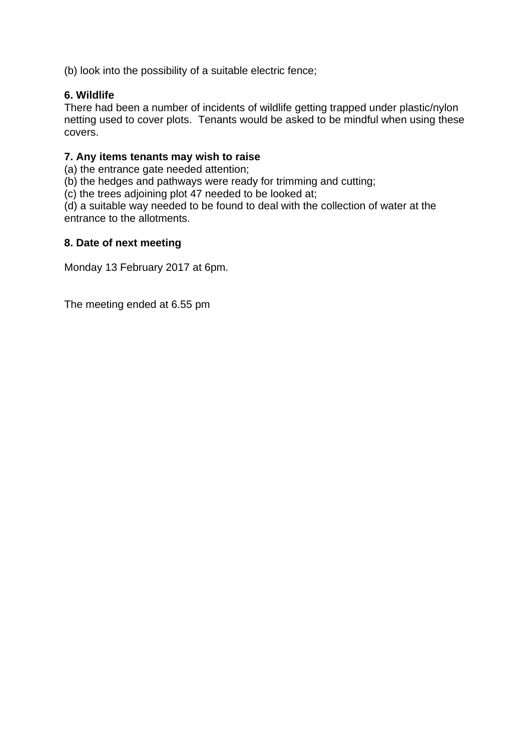(b) look into the possibility of a suitable electric fence;

**6. Wildlife**

There had been a number of incidents of wildlife getting trapped under plastic/nylon netting used to cover plots. Tenants would be asked to be mindful when using these covers.

**7. Any items tenants may wish to raise**

(a) the entrance gate needed attention;
(b) the hedges and pathways were ready for trimming and cutting;
(c) the trees adjoining plot 47 needed to be looked at;
(d) a suitable way needed to be found to deal with the collection of water at the entrance to the allotments.

**8. Date of next meeting**

Monday 13 February 2017 at 6pm.

The meeting ended at 6.55 pm